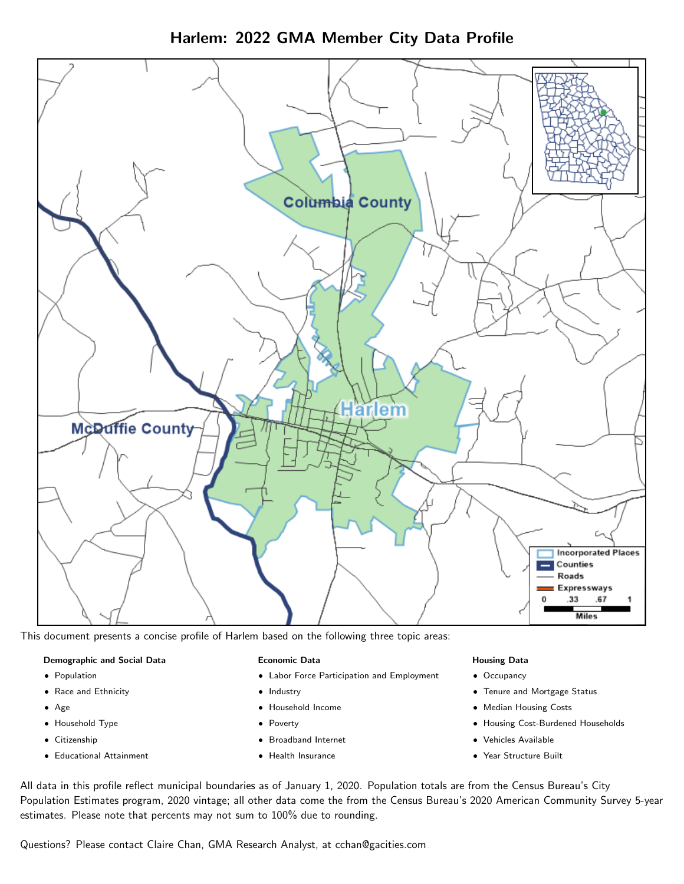# Harlem: 2022 GMA Member City Data Profile

This document presents a concise profile of Harlem based on the following three topic areas:

**Demographic and Social Data**

- Population
- Race and Ethnicity
- Age
- Household Type
- Citizenship
- Educational Attainment

**Economic Data**

- Labor Force Participation and Employment
- Industry
- Household Income
- Poverty
- Broadband Internet
- Health Insurance

**Housing Data**

- Occupancy
- Tenure and Mortgage Status
- Median Housing Costs
- Housing Cost-Burdened Households
- Vehicles Available
- Year Structure Built

All data in this profile reflect municipal boundaries as of January 1, 2020. Population totals are from the Census Bureau's City Population Estimates program, 2020 vintage; all other data come the from the Census Bureau's 2020 American Community Survey 5-year estimates. Please note that percents may not sum to 100% due to rounding.

Questions? Please contact Claire Chan, GMA Research Analyst, at cchan@gacities.com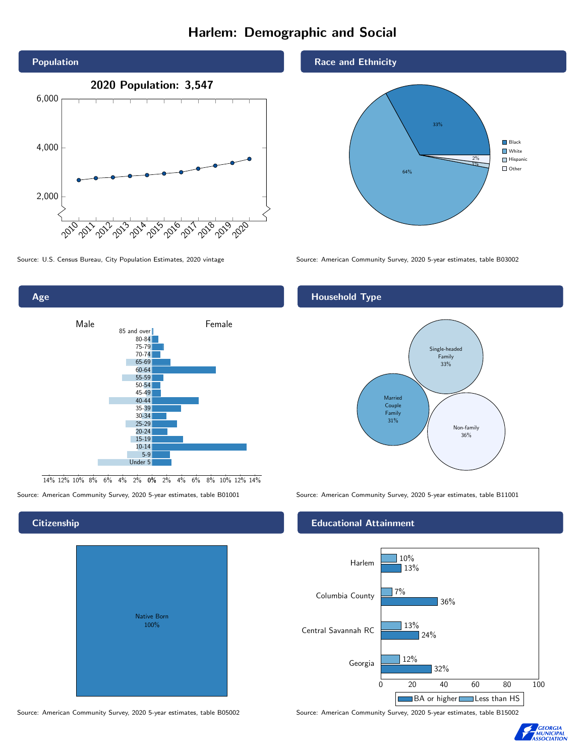# Harlem: Demographic and Social

## Population

2020 Population: 3,547

Source: U.S. Census Bureau, City Population Estimates, 2020 vintage

## Race and Ethnicity

| Race/Ethnicity | Share |
| --- | --- |
| Black | 33% |
| White | 64% |
| Hispanic | 2% |
| Other | 1% |

Source: American Community Survey, 2020 5-year estimates, table B03002

## Age

Male / Female

85 and over, 80-84, 75-79, 70-74, 65-69, 60-64, 55-59, 50-54, 45-49, 40-44, 35-39, 30-34, 25-29, 20-24, 15-19, 10-14, 5-9, Under 5

Source: American Community Survey, 2020 5-year estimates, table B01001

## Household Type

| Household Type | Share |
| --- | --- |
| Single-headed Family | 33% |
| Married Couple Family | 31% |
| Non-family | 36% |

Source: American Community Survey, 2020 5-year estimates, table B11001

## Citizenship

| Citizenship | Share |
| --- | --- |
| Native Born | 100% |

Source: American Community Survey, 2020 5-year estimates, table B05002

## Educational Attainment

| Area | Less than HS | BA or higher |
| --- | --- | --- |
| Harlem | 10% | 13% |
| Columbia County | 7% | 36% |
| Central Savannah RC | 13% | 24% |
| Georgia | 12% | 32% |

Source: American Community Survey, 2020 5-year estimates, table B15002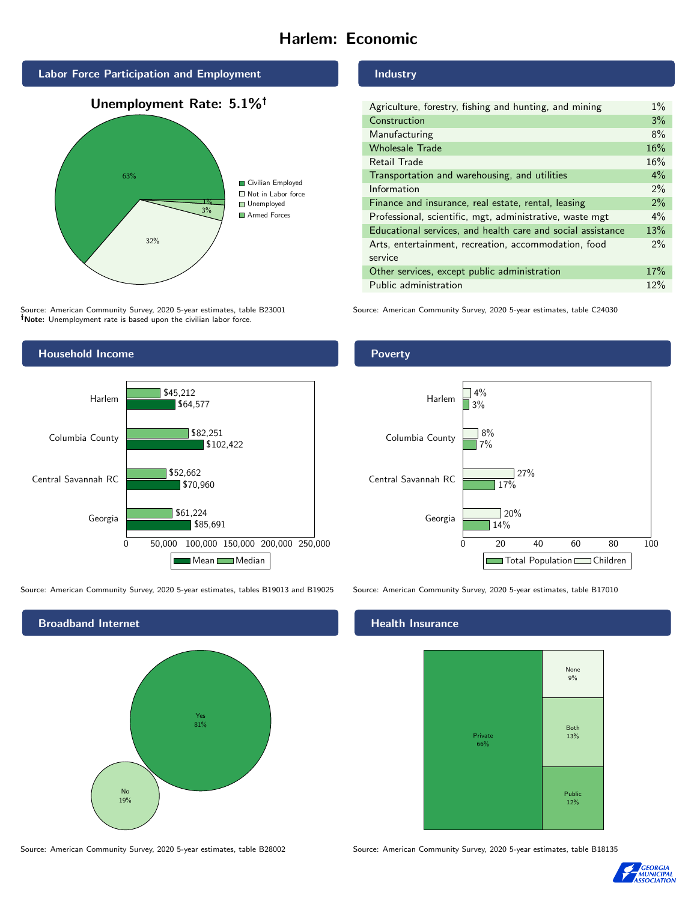# Harlem: Economic

## Labor Force Participation and Employment

**Unemployment Rate: 5.1%†**

| Category | Percent |
|---|---|
| Civilian Employed | 63% |
| Not in Labor force | 32% |
| Unemployed | 3% |
| Armed Forces | 1% |

Source: American Community Survey, 2020 5-year estimates, table B23001
**†Note:** Unemployment rate is based upon the civilian labor force.

## Industry

| Industry | Percent |
|---|---|
| Agriculture, forestry, fishing and hunting, and mining | 1% |
| Construction | 3% |
| Manufacturing | 8% |
| Wholesale Trade | 16% |
| Retail Trade | 16% |
| Transportation and warehousing, and utilities | 4% |
| Information | 2% |
| Finance and insurance, real estate, rental, leasing | 2% |
| Professional, scientific, mgt, administrative, waste mgt | 4% |
| Educational services, and health care and social assistance | 13% |
| Arts, entertainment, recreation, accommodation, food service | 2% |
| Other services, except public administration | 17% |
| Public administration | 12% |

Source: American Community Survey, 2020 5-year estimates, table C24030

## Household Income

| Area | Median | Mean |
|---|---|---|
| Harlem | $45,212 | $64,577 |
| Columbia County | $82,251 | $102,422 |
| Central Savannah RC | $52,662 | $70,960 |
| Georgia | $61,224 | $85,691 |

Source: American Community Survey, 2020 5-year estimates, tables B19013 and B19025

## Poverty

| Area | Children | Total Population |
|---|---|---|
| Harlem | 4% | 3% |
| Columbia County | 8% | 7% |
| Central Savannah RC | 27% | 17% |
| Georgia | 20% | 14% |

Source: American Community Survey, 2020 5-year estimates, table B17010

## Broadband Internet

| Broadband | Percent |
|---|---|
| Yes | 81% |
| No | 19% |

Source: American Community Survey, 2020 5-year estimates, table B28002

## Health Insurance

| Coverage | Percent |
|---|---|
| Private | 66% |
| None | 9% |
| Both | 13% |
| Public | 12% |

Source: American Community Survey, 2020 5-year estimates, table B18135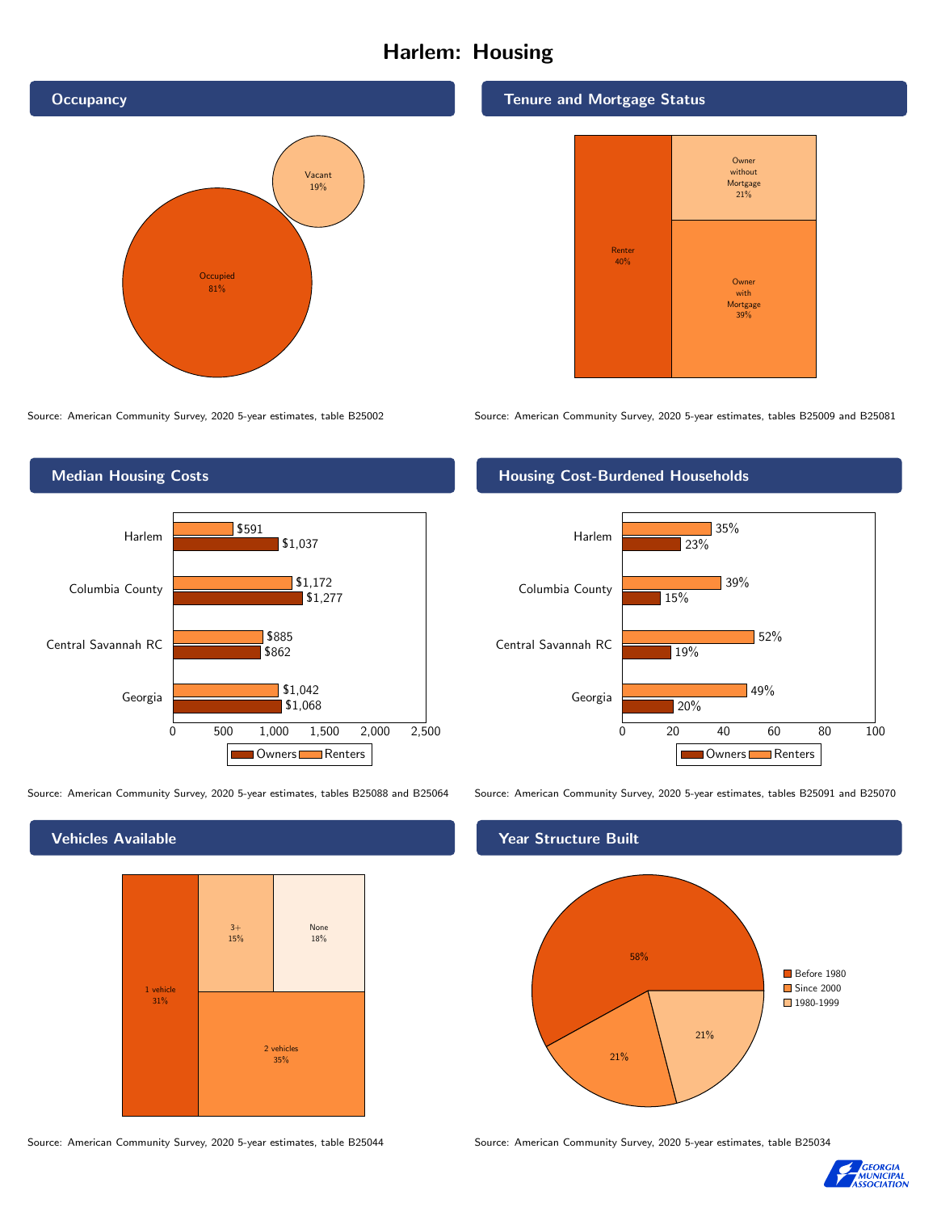# Harlem: Housing

## Occupancy

Vacant
19%

Occupied
81%

Source: American Community Survey, 2020 5-year estimates, table B25002

## Tenure and Mortgage Status

Renter
40%

Owner without Mortgage
21%

Owner with Mortgage
39%

Source: American Community Survey, 2020 5-year estimates, tables B25009 and B25081

## Median Housing Costs

Harlem
$591
$1,037

Columbia County
$1,172
$1,277

Central Savannah RC
$885
$862

Georgia
$1,042
$1,068

0 500 1,000 1,500 2,000 2,500

Owners Renters

Source: American Community Survey, 2020 5-year estimates, tables B25088 and B25064

## Housing Cost-Burdened Households

Harlem
35%
23%

Columbia County
39%
15%

Central Savannah RC
52%
19%

Georgia
49%
20%

0 20 40 60 80 100

Owners Renters

Source: American Community Survey, 2020 5-year estimates, tables B25091 and B25070

## Vehicles Available

1 vehicle
31%

3+
15%

None
18%

2 vehicles
35%

Source: American Community Survey, 2020 5-year estimates, table B25044

## Year Structure Built

58%

21%

21%

Before 1980
Since 2000
1980-1999

Source: American Community Survey, 2020 5-year estimates, table B25034